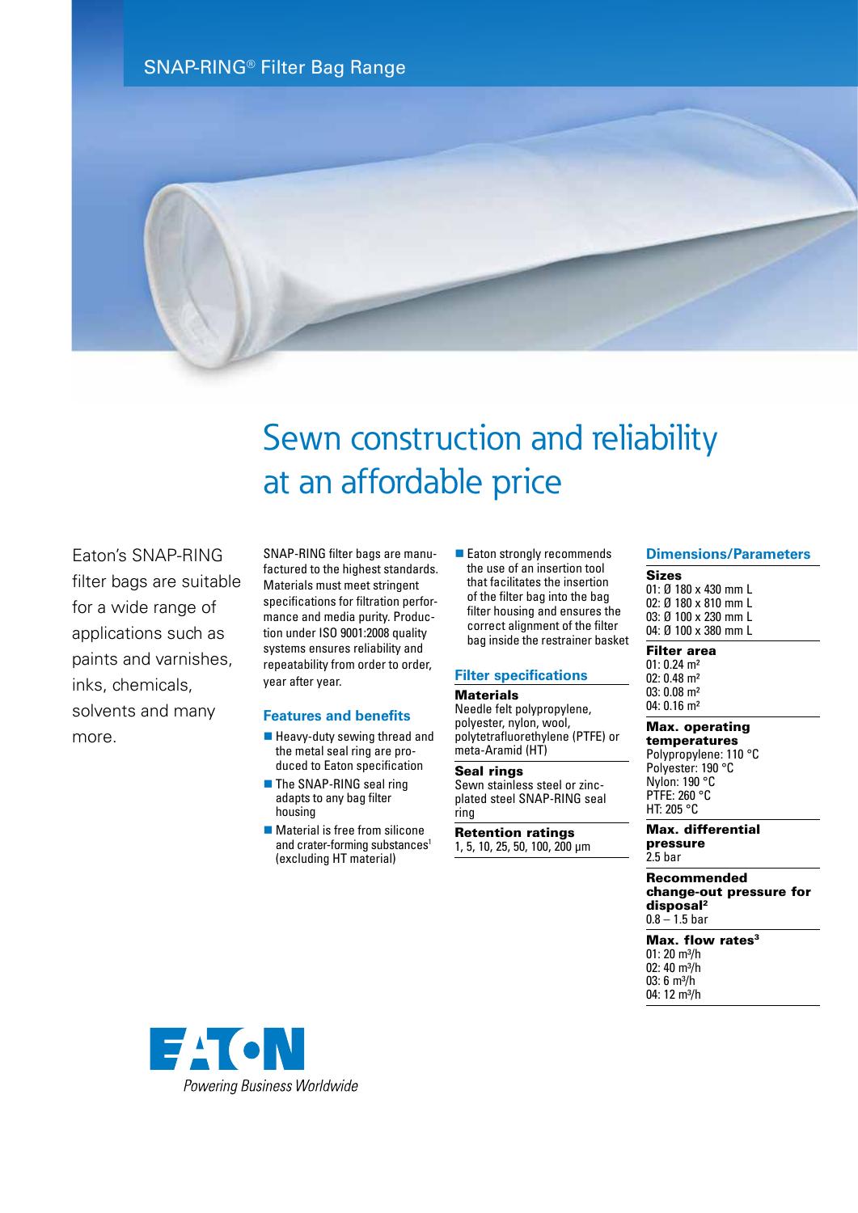SNAP-RING® Filter Bag Range

# Sewn construction and reliability at an affordable price

Eaton's SNAP-RING filter bags are suitable for a wide range of applications such as paints and varnishes, inks, chemicals, solvents and many more.

SNAP-RING filter bags are manufactured to the highest standards. Materials must meet stringent specifications for filtration performance and media purity. Production under ISO 9001:2008 quality systems ensures reliability and repeatability from order to order, year after year.

## Features and benefits

- Heavy-duty sewing thread and the metal seal ring are produced to Eaton specification
- The SNAP-RING seal ring adapts to any bag filter housing
- Material is free from silicone and crater-forming substances[1] (excluding HT material)
- Eaton strongly recommends the use of an insertion tool that facilitates the insertion of the filter bag into the bag filter housing and ensures the correct alignment of the filter bag inside the restrainer basket

## Filter specifications

**Materials**
Needle felt polypropylene, polyester, nylon, wool, polytetrafluorethylene (PTFE) or meta-Aramid (HT)

**Seal rings**
Sewn stainless steel or zinc-plated steel SNAP-RING seal ring

**Retention ratings**
1, 5, 10, 25, 50, 100, 200 µm

## Dimensions/Parameters

**Sizes**
01: Ø 180 x 430 mm L
02: Ø 180 x 810 mm L
03: Ø 100 x 230 mm L
04: Ø 100 x 380 mm L

**Filter area**
01: 0.24 m²
02: 0.48 m²
03: 0.08 m²
04: 0.16 m²

**Max. operating temperatures**
Polypropylene: 110 °C
Polyester: 190 °C
Nylon: 190 °C
PTFE: 260 °C
HT: 205 °C

**Max. differential pressure**
2.5 bar

**Recommended change-out pressure for disposal[2]**
0.8 – 1.5 bar

**Max. flow rates[3]**
01: 20 m³/h
02: 40 m³/h
03: 6 m³/h
04: 12 m³/h

EATON
*Powering Business Worldwide*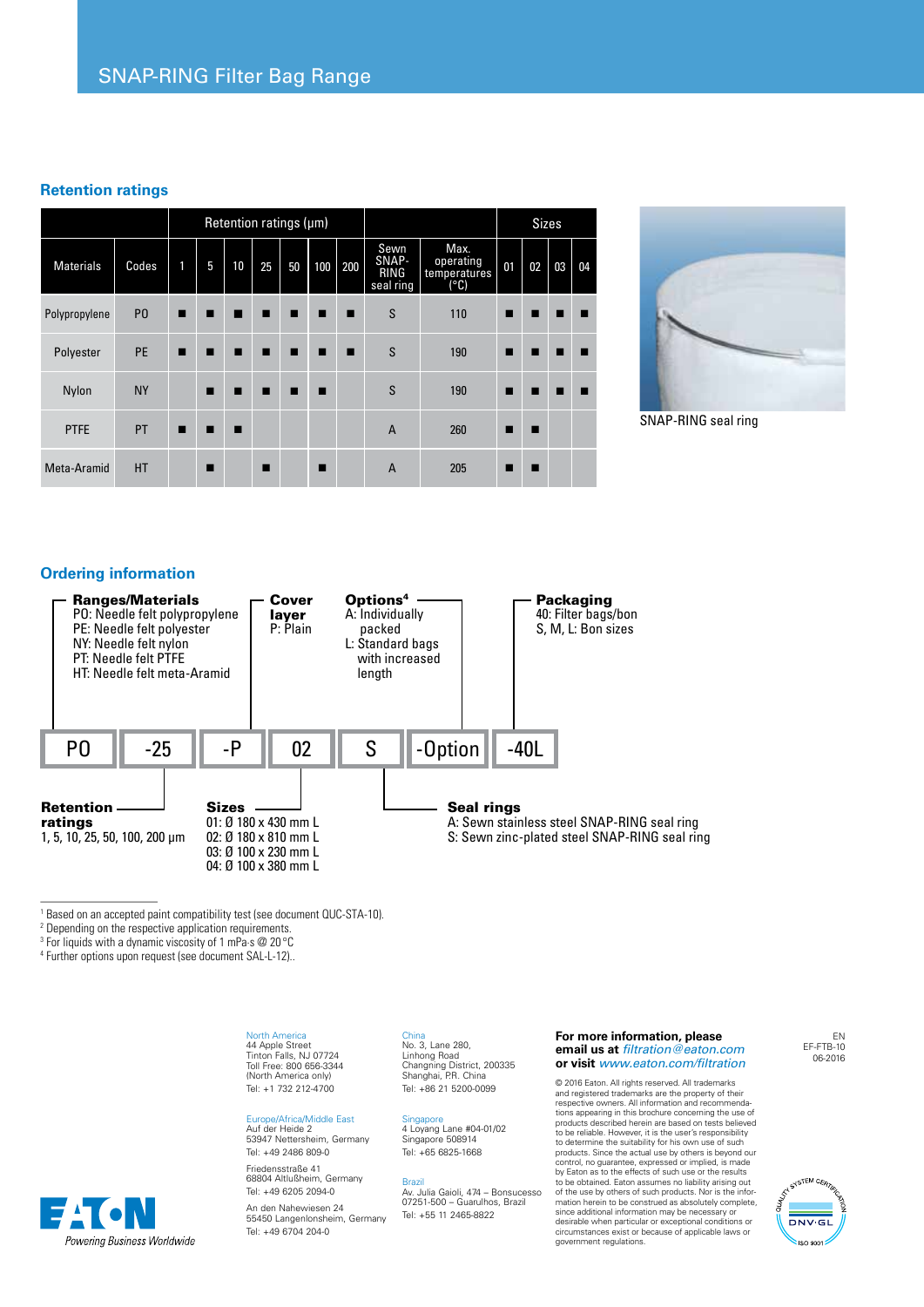## SNAP-RING Filter Bag Range

### Retention ratings

| Materials | Codes | Retention ratings (µm) | | | | | | | Sewn SNAP-RING seal ring | Max. operating temperatures (°C) | Sizes | | | |
|---|---|---|---|---|---|---|---|---|---|---|---|---|---|---|
| | | 1 | 5 | 10 | 25 | 50 | 100 | 200 | | | 01 | 02 | 03 | 04 |
| Polypropylene | PO | ■ | ■ | ■ | ■ | ■ | ■ | ■ | S | 110 | ■ | ■ | ■ | ■ |
| Polyester | PE | ■ | ■ | ■ | ■ | ■ | ■ | ■ | S | 190 | ■ | ■ | ■ | ■ |
| Nylon | NY | | ■ | ■ | ■ | ■ | ■ | | S | 190 | ■ | ■ | ■ | ■ |
| PTFE | PT | ■ | ■ | ■ | | | | | A | 260 | ■ | ■ | | |
| Meta-Aramid | HT | | ■ | | ■ | | ■ | | A | 205 | ■ | ■ | | |

SNAP-RING seal ring

### Ordering information

**Ranges/Materials**
PO: Needle felt polypropylene
PE: Needle felt polyester
NY: Needle felt nylon
PT: Needle felt PTFE
HT: Needle felt meta-Aramid

**Cover layer**
P: Plain

**Options**[4]
A: Individually packed
L: Standard bags with increased length

**Packaging**
40: Filter bags/bon
S, M, L: Bon sizes

| PO | -25 | -P | 02 | S | -Option | -40L |
|---|---|---|---|---|---|---|

**Retention ratings**
1, 5, 10, 25, 50, 100, 200 µm

**Sizes**
01: Ø 180 x 430 mm L
02: Ø 180 x 810 mm L
03: Ø 100 x 230 mm L
04: Ø 100 x 380 mm L

**Seal rings**
A: Sewn stainless steel SNAP-RING seal ring
S: Sewn zinc-plated steel SNAP-RING seal ring

[1] Based on an accepted paint compatibility test (see document QUC-STA-10).
[2] Depending on the respective application requirements.
[3] For liquids with a dynamic viscosity of 1 mPa·s @ 20 °C
[4] Further options upon request (see document SAL-L-12)..

North America
44 Apple Street
Tinton Falls, NJ 07724
Toll Free: 800 656-3344
(North America only)
Tel: +1 732 212-4700

Europe/Africa/Middle East
Auf der Heide 2
53947 Nettersheim, Germany
Tel: +49 2486 809-0

Friedensstraße 41
68804 Altlußheim, Germany
Tel: +49 6205 2094-0

An den Nahewiesen 24
55450 Langenlonsheim, Germany
Tel: +49 6704 204-0

China
No. 3, Lane 280,
Linhong Road
Changning District, 200335
Shanghai, P.R. China
Tel: +86 21 5200-0099

Singapore
4 Loyang Lane #04-01/02
Singapore 508914
Tel: +65 6825-1668

Brazil
Av. Julia Gaioli, 474 – Bonsucesso
07251-500 – Guarulhos, Brazil
Tel: +55 11 2465-8822

**For more information, please email us at** *filtration@eaton.com* **or visit** *www.eaton.com/filtration*

© 2016 Eaton. All rights reserved. All trademarks and registered trademarks are the property of their respective owners. All information and recommendations appearing in this brochure concerning the use of products described herein are based on tests believed to be reliable. However, it is the user's responsibility to determine the suitability for his own use of such products. Since the actual use by others is beyond our control, no guarantee, expressed or implied, is made by Eaton as to the effects of such use or the results to be obtained. Eaton assumes no liability arising out of the use by others of such products. Nor is the information herein to be construed as absolutely complete, since additional information may be necessary or desirable when particular or exceptional conditions or circumstances exist or because of applicable laws or government regulations.

EN
EF-FTB-10
06-2016

EATON
Powering Business Worldwide